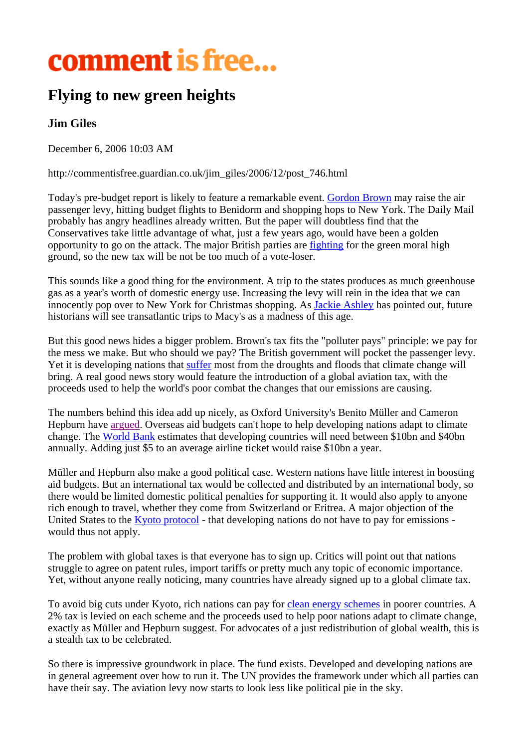# comment is free...

## Flying to new green heights

### Jim Giles

December 6, 2006 10:03 AM

http://commentisfree.guardian.co.uk/jim_giles/2006/12/post_746.html

Today's pre-budget report is likely to feature a remarkable event. Gordon Brown may raise the air passenger levy, hitting budget flights to Benidorm and shopping hops to New York. The Daily Mail probably has angry headlines already written. But the paper will doubtless find that the Conservatives take little advantage of what, just a few years ago, would have been a golden opportunity to go on the attack. The major British parties are fighting for the green moral high ground, so the new tax will be not be too much of a vote-loser.

This sounds like a good thing for the environment. A trip to the states produces as much greenhouse gas as a year's worth of domestic energy use. Increasing the levy will rein in the idea that we can innocently pop over to New York for Christmas shopping. As Jackie Ashley has pointed out, future historians will see transatlantic trips to Macy's as a madness of this age.

But this good news hides a bigger problem. Brown's tax fits the "polluter pays" principle: we pay for the mess we make. But who should we pay? The British government will pocket the passenger levy. Yet it is developing nations that suffer most from the droughts and floods that climate change will bring. A real good news story would feature the introduction of a global aviation tax, with the proceeds used to help the world's poor combat the changes that our emissions are causing.

The numbers behind this idea add up nicely, as Oxford University's Benito Müller and Cameron Hepburn have argued. Overseas aid budgets can't hope to help developing nations adapt to climate change. The World Bank estimates that developing countries will need between $10bn and $40bn annually. Adding just $5 to an average airline ticket would raise $10bn a year.

Müller and Hepburn also make a good political case. Western nations have little interest in boosting aid budgets. But an international tax would be collected and distributed by an international body, so there would be limited domestic political penalties for supporting it. It would also apply to anyone rich enough to travel, whether they come from Switzerland or Eritrea. A major objection of the United States to the Kyoto protocol - that developing nations do not have to pay for emissions - would thus not apply.

The problem with global taxes is that everyone has to sign up. Critics will point out that nations struggle to agree on patent rules, import tariffs or pretty much any topic of economic importance. Yet, without anyone really noticing, many countries have already signed up to a global climate tax.

To avoid big cuts under Kyoto, rich nations can pay for clean energy schemes in poorer countries. A 2% tax is levied on each scheme and the proceeds used to help poor nations adapt to climate change, exactly as Müller and Hepburn suggest. For advocates of a just redistribution of global wealth, this is a stealth tax to be celebrated.

So there is impressive groundwork in place. The fund exists. Developed and developing nations are in general agreement over how to run it. The UN provides the framework under which all parties can have their say. The aviation levy now starts to look less like political pie in the sky.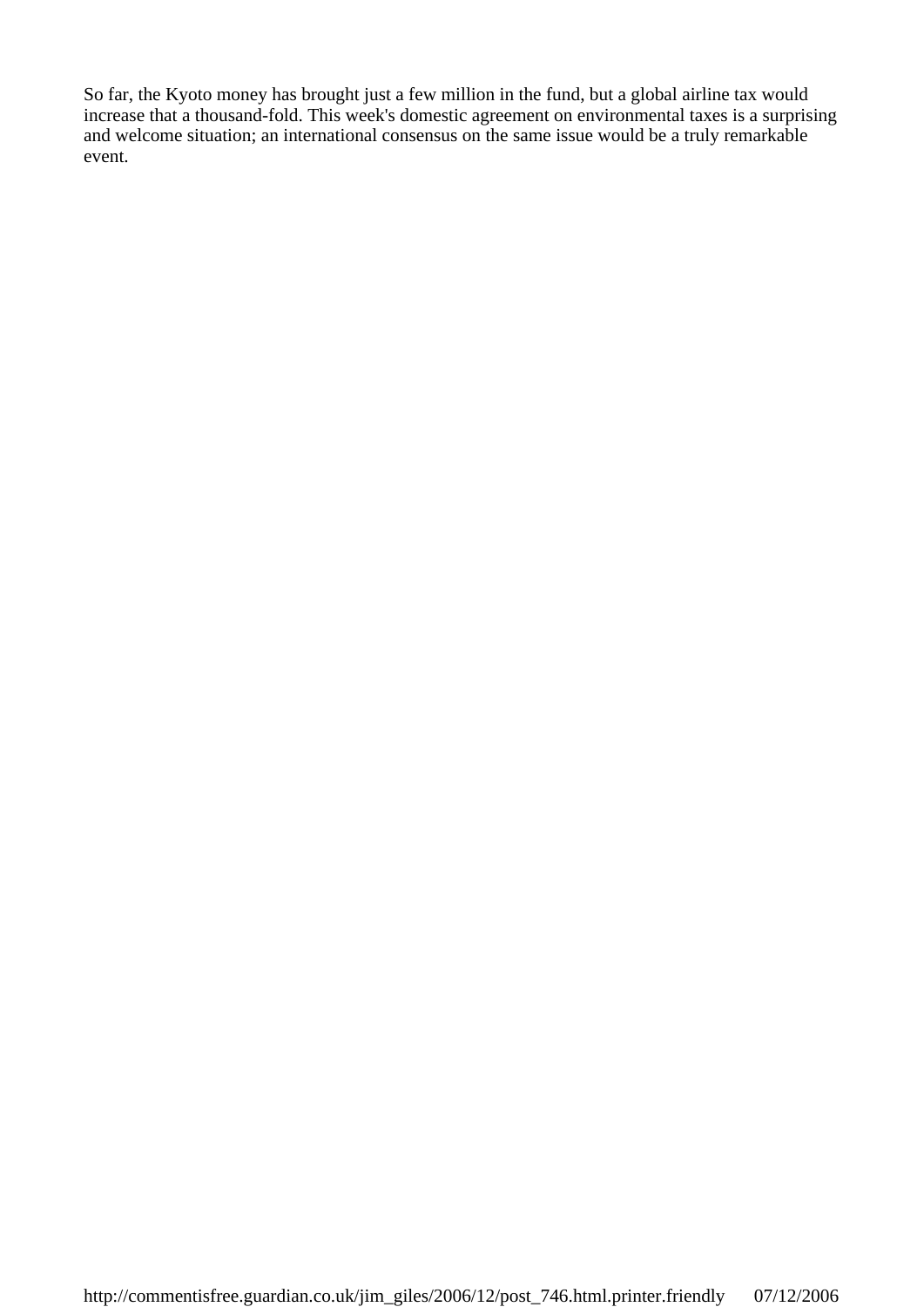So far, the Kyoto money has brought just a few million in the fund, but a global airline tax would increase that a thousand-fold. This week's domestic agreement on environmental taxes is a surprising and welcome situation; an international consensus on the same issue would be a truly remarkable event.